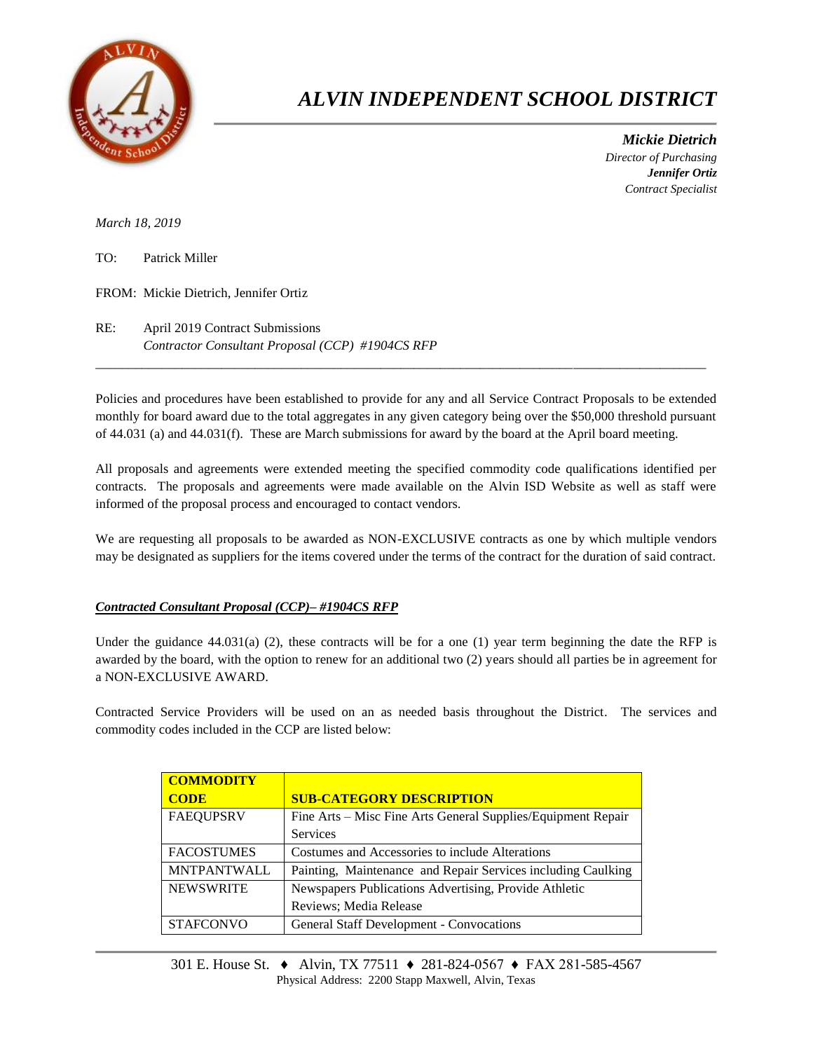# *ALVIN INDEPENDENT SCHOOL DISTRICT*

***Mickie Dietrich***
*Director of Purchasing*
***Jennifer Ortiz***
*Contract Specialist*

*March 18, 2019*

TO: Patrick Miller

FROM: Mickie Dietrich, Jennifer Ortiz

RE: April 2019 Contract Submissions
*Contractor Consultant Proposal (CCP) #1904CS RFP*

---

Policies and procedures have been established to provide for any and all Service Contract Proposals to be extended monthly for board award due to the total aggregates in any given category being over the $50,000 threshold pursuant of 44.031 (a) and 44.031(f). These are March submissions for award by the board at the April board meeting.

All proposals and agreements were extended meeting the specified commodity code qualifications identified per contracts. The proposals and agreements were made available on the Alvin ISD Website as well as staff were informed of the proposal process and encouraged to contact vendors.

We are requesting all proposals to be awarded as NON-EXCLUSIVE contracts as one by which multiple vendors may be designated as suppliers for the items covered under the terms of the contract for the duration of said contract.

***Contracted Consultant Proposal (CCP)– #1904CS RFP***

Under the guidance 44.031(a) (2), these contracts will be for a one (1) year term beginning the date the RFP is awarded by the board, with the option to renew for an additional two (2) years should all parties be in agreement for a NON-EXCLUSIVE AWARD.

Contracted Service Providers will be used on an as needed basis throughout the District. The services and commodity codes included in the CCP are listed below:

| COMMODITY CODE | SUB-CATEGORY DESCRIPTION |
|---|---|
| FAEQUPSRV | Fine Arts – Misc Fine Arts General Supplies/Equipment Repair Services |
| FACOSTUMES | Costumes and Accessories to include Alterations |
| MNTPANTWALL | Painting, Maintenance and Repair Services including Caulking |
| NEWSWRITE | Newspapers Publications Advertising, Provide Athletic Reviews; Media Release |
| STAFCONVO | General Staff Development - Convocations |

301 E. House St. ♦ Alvin, TX 77511 ♦ 281-824-0567 ♦ FAX 281-585-4567
Physical Address: 2200 Stapp Maxwell, Alvin, Texas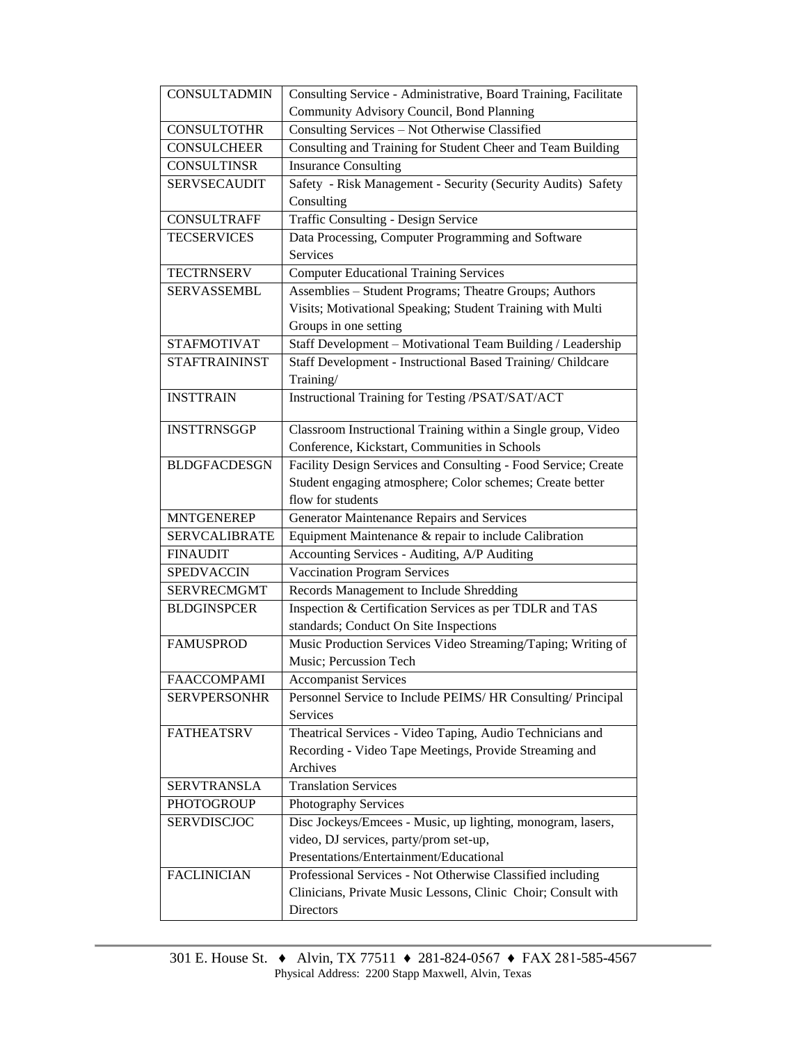| CONSULTADMIN | Consulting Service - Administrative, Board Training, Facilitate Community Advisory Council, Bond Planning |
|---|---|
| CONSULTOTHR | Consulting Services – Not Otherwise Classified |
| CONSULCHEER | Consulting and Training for Student Cheer and Team Building |
| CONSULTINSR | Insurance Consulting |
| SERVSECAUDIT | Safety - Risk Management - Security (Security Audits) Safety Consulting |
| CONSULTRAFF | Traffic Consulting - Design Service |
| TECSERVICES | Data Processing, Computer Programming and Software Services |
| TECTRNSERV | Computer Educational Training Services |
| SERVASSEMBL | Assemblies – Student Programs; Theatre Groups; Authors Visits; Motivational Speaking; Student Training with Multi Groups in one setting |
| STAFMOTIVAT | Staff Development – Motivational Team Building / Leadership |
| STAFTRAININST | Staff Development - Instructional Based Training/ Childcare Training/ |
| INSTTRAIN | Instructional Training for Testing /PSAT/SAT/ACT |
| INSTTRNSGGP | Classroom Instructional Training within a Single group, Video Conference, Kickstart, Communities in Schools |
| BLDGFACDESGN | Facility Design Services and Consulting - Food Service; Create Student engaging atmosphere; Color schemes; Create better flow for students |
| MNTGENEREP | Generator Maintenance Repairs and Services |
| SERVCALIBRATE | Equipment Maintenance & repair to include Calibration |
| FINAUDIT | Accounting Services - Auditing, A/P Auditing |
| SPEDVACCIN | Vaccination Program Services |
| SERVRECMGMT | Records Management to Include Shredding |
| BLDGINSPCER | Inspection & Certification Services as per TDLR and TAS standards; Conduct On Site Inspections |
| FAMUSPROD | Music Production Services Video Streaming/Taping; Writing of Music; Percussion Tech |
| FAACCOMPAMI | Accompanist Services |
| SERVPERSONHR | Personnel Service to Include PEIMS/ HR Consulting/ Principal Services |
| FATHEATSRV | Theatrical Services - Video Taping, Audio Technicians and Recording - Video Tape Meetings, Provide Streaming and Archives |
| SERVTRANSLA | Translation Services |
| PHOTOGROUP | Photography Services |
| SERVDISCJOC | Disc Jockeys/Emcees - Music, up lighting, monogram, lasers, video, DJ services, party/prom set-up, Presentations/Entertainment/Educational |
| FACLINICIAN | Professional Services - Not Otherwise Classified including Clinicians, Private Music Lessons, Clinic Choir; Consult with Directors |

301 E. House St. ♦ Alvin, TX 77511 ♦ 281-824-0567 ♦ FAX 281-585-4567
Physical Address: 2200 Stapp Maxwell, Alvin, Texas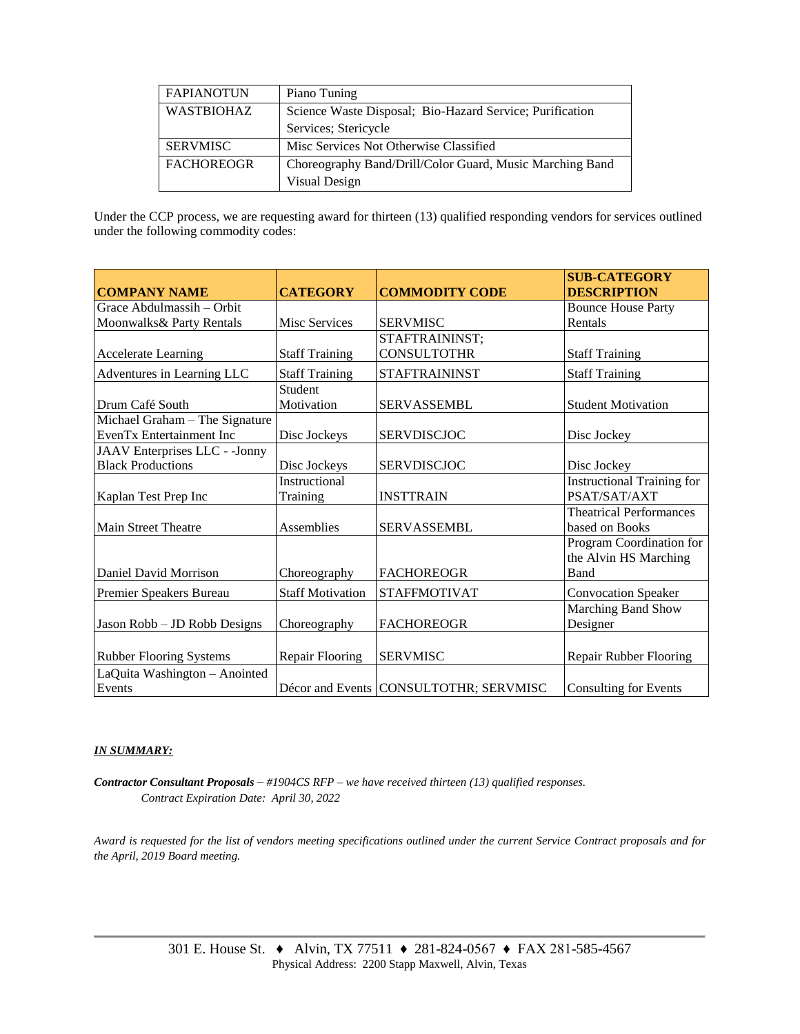| | |
|---|---|
| FAPIANOTUN | Piano Tuning |
| WASTBIOHAZ | Science Waste Disposal; Bio-Hazard Service; Purification Services; Stericycle |
| SERVMISC | Misc Services Not Otherwise Classified |
| FACHOREOGR | Choreography Band/Drill/Color Guard, Music Marching Band Visual Design |

Under the CCP process, we are requesting award for thirteen (13) qualified responding vendors for services outlined under the following commodity codes:

| COMPANY NAME | CATEGORY | COMMODITY CODE | SUB-CATEGORY DESCRIPTION |
|---|---|---|---|
| Grace Abdulmassih – Orbit Moonwalks& Party Rentals | Misc Services | SERVMISC | Bounce House Party Rentals |
| Accelerate Learning | Staff Training | STAFTRAININST; CONSULTOTHR | Staff Training |
| Adventures in Learning LLC | Staff Training | STAFTRAININST | Staff Training |
| Drum Café South | Student Motivation | SERVASSEMBL | Student Motivation |
| Michael Graham – The Signature EvenTx Entertainment Inc | Disc Jockeys | SERVDISCJOC | Disc Jockey |
| JAAV Enterprises LLC - -Jonny Black Productions | Disc Jockeys | SERVDISCJOC | Disc Jockey |
| Kaplan Test Prep Inc | Instructional Training | INSTTRAIN | Instructional Training for PSAT/SAT/AXT |
| Main Street Theatre | Assemblies | SERVASSEMBL | Theatrical Performances based on Books |
| Daniel David Morrison | Choreography | FACHOREOGR | Program Coordination for the Alvin HS Marching Band |
| Premier Speakers Bureau | Staff Motivation | STAFFMOTIVAT | Convocation Speaker |
| Jason Robb – JD Robb Designs | Choreography | FACHOREOGR | Marching Band Show Designer |
| Rubber Flooring Systems | Repair Flooring | SERVMISC | Repair Rubber Flooring |
| LaQuita Washington – Anointed Events | Décor and Events | CONSULTOTHR; SERVMISC | Consulting for Events |

***IN SUMMARY:***

***Contractor Consultant Proposals** – #1904CS RFP – we have received thirteen (13) qualified responses.*
*Contract Expiration Date: April 30, 2022*

*Award is requested for the list of vendors meeting specifications outlined under the current Service Contract proposals and for the April, 2019 Board meeting.*

301 E. House St. ♦ Alvin, TX 77511 ♦ 281-824-0567 ♦ FAX 281-585-4567
Physical Address: 2200 Stapp Maxwell, Alvin, Texas